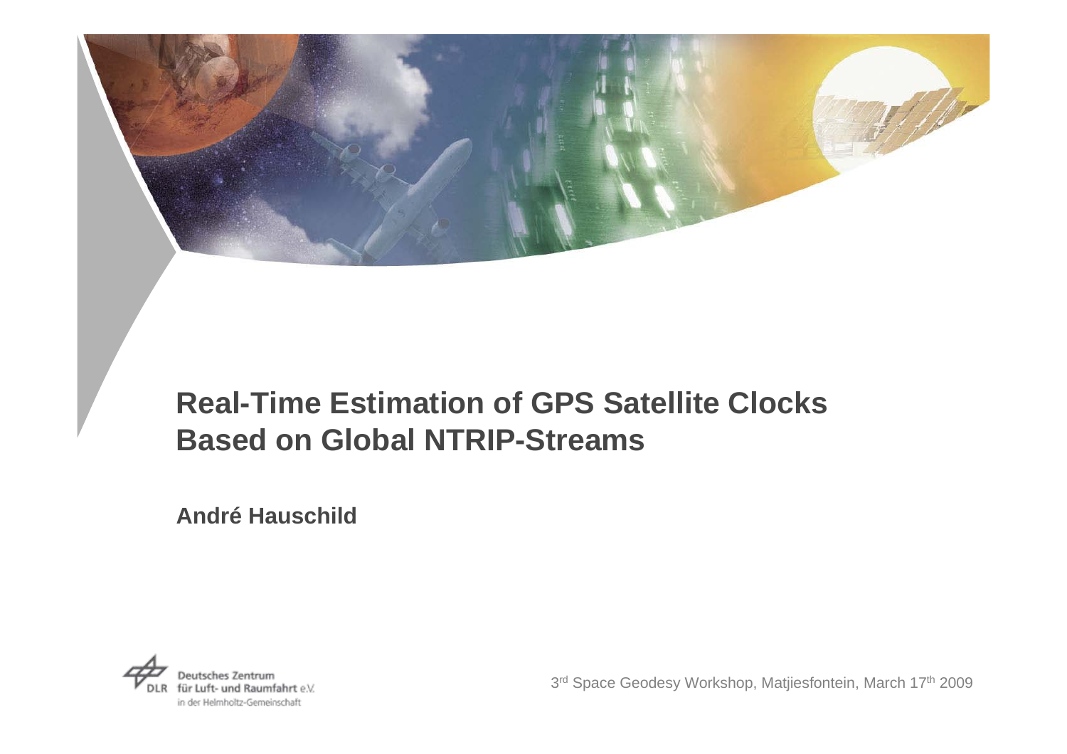# Real-Time Estimation of GPS Satellite Clocks Based on Global NTRIP-Streams

**André Hauschild**

Deutsches Zentrum für Luft- und Raumfahrt e.V. in der Helmholtz-Gemeinschaft

3rd Space Geodesy Workshop, Matjiesfontein, March 17th 2009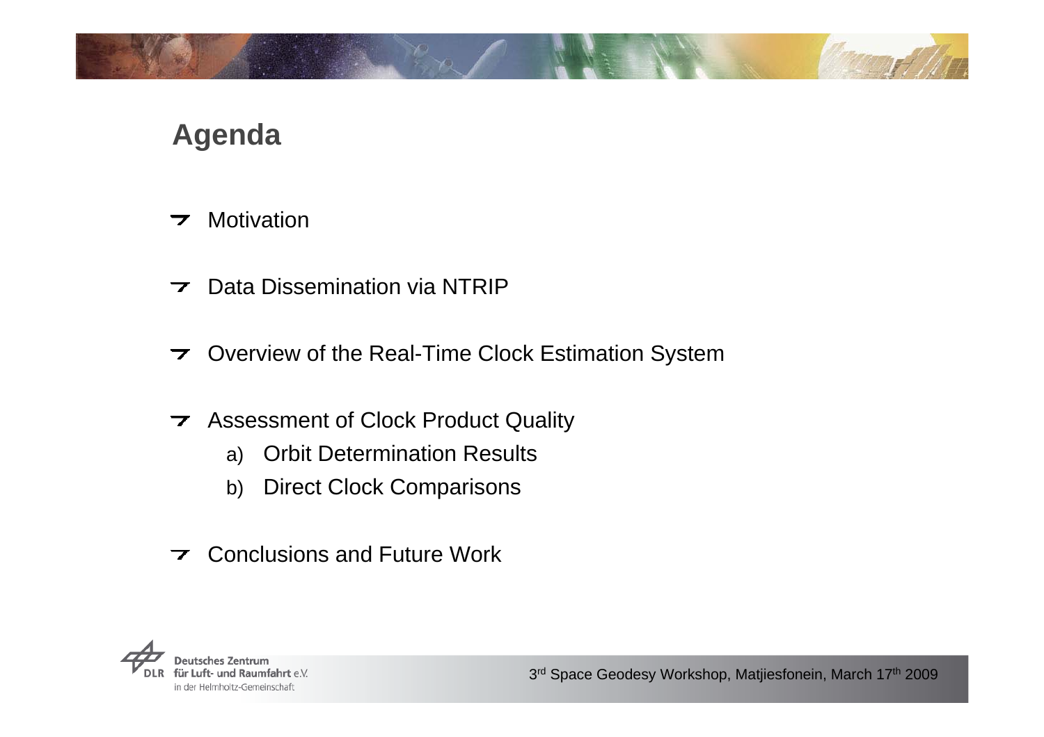# Agenda

- Motivation
- Data Dissemination via NTRIP
- Overview of the Real-Time Clock Estimation System
- Assessment of Clock Product Quality
    a) Orbit Determination Results
    b) Direct Clock Comparisons
- Conclusions and Future Work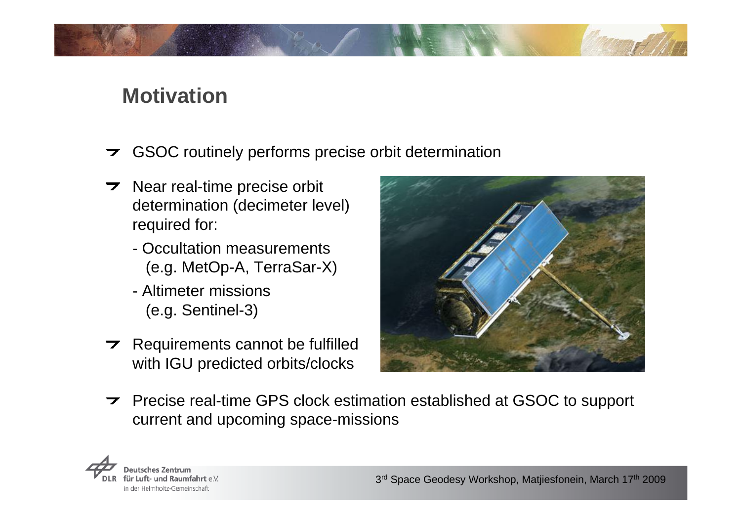## Motivation

- GSOC routinely performs precise orbit determination
- Near real-time precise orbit determination (decimeter level) required for:
  - Occultation measurements (e.g. MetOp-A, TerraSar-X)
  - Altimeter missions (e.g. Sentinel-3)
- Requirements cannot be fulfilled with IGU predicted orbits/clocks
- Precise real-time GPS clock estimation established at GSOC to support current and upcoming space-missions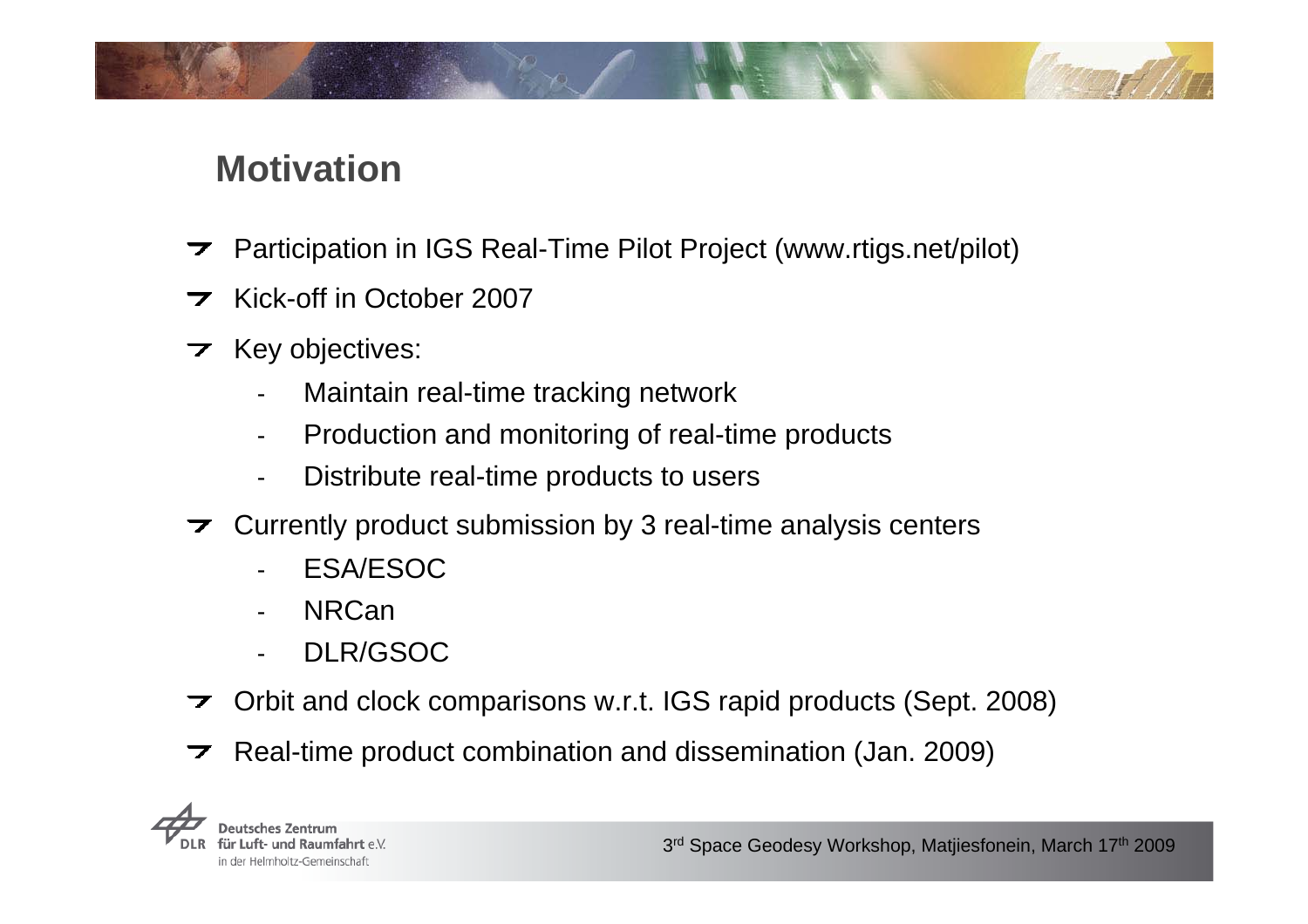## Motivation

- Participation in IGS Real-Time Pilot Project (www.rtigs.net/pilot)
- Kick-off in October 2007
- Key objectives:
  - Maintain real-time tracking network
  - Production and monitoring of real-time products
  - Distribute real-time products to users
- Currently product submission by 3 real-time analysis centers
  - ESA/ESOC
  - NRCan
  - DLR/GSOC
- Orbit and clock comparisons w.r.t. IGS rapid products (Sept. 2008)
- Real-time product combination and dissemination (Jan. 2009)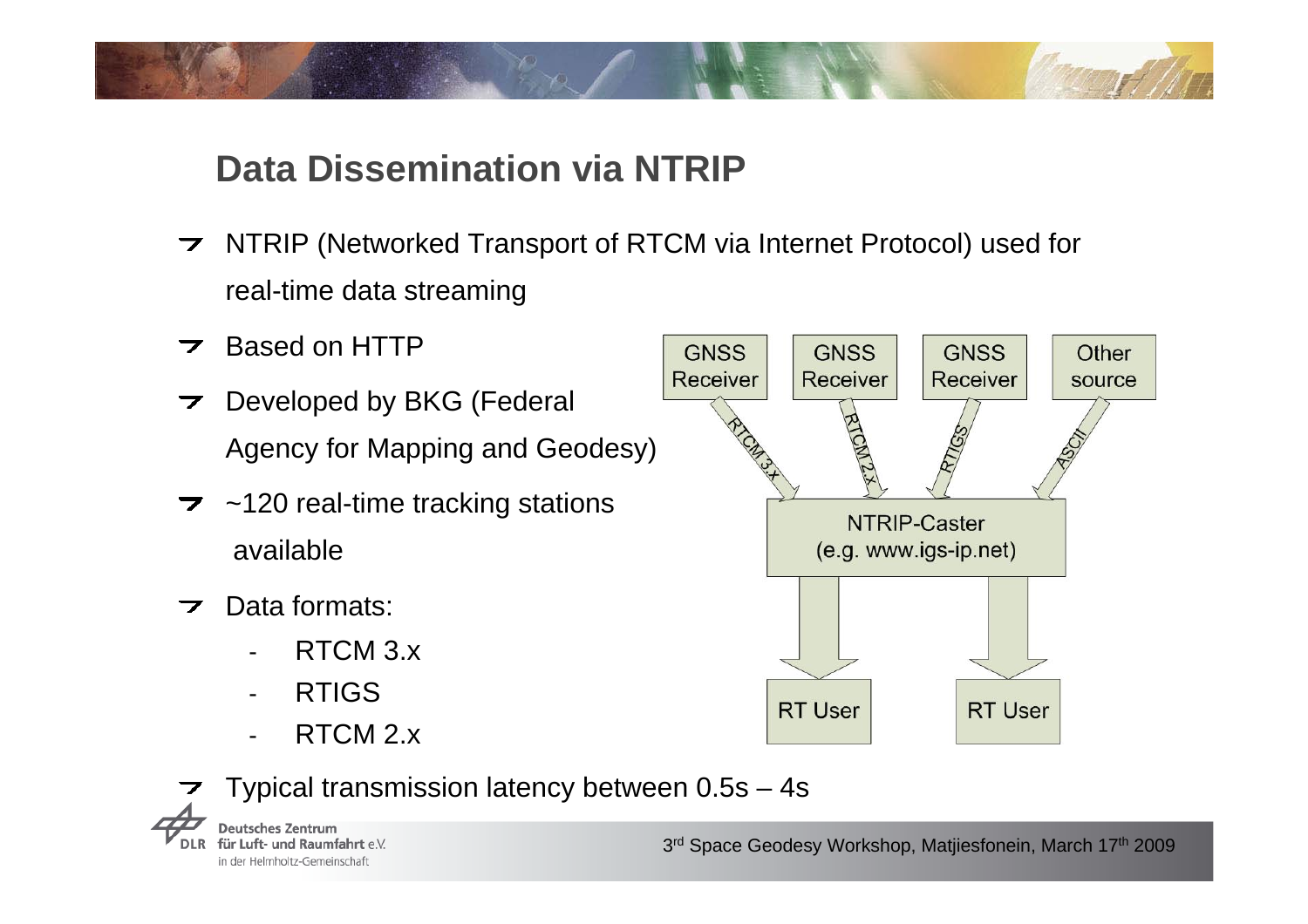## Data Dissemination via NTRIP

- NTRIP (Networked Transport of RTCM via Internet Protocol) used for real-time data streaming
- Based on HTTP
- Developed by BKG (Federal Agency for Mapping and Geodesy)
- ~120 real-time tracking stations available
- Data formats:
  - RTCM 3.x
  - RTIGS
  - RTCM 2.x

GNSS Receiver | GNSS Receiver | GNSS Receiver | Other source

RTCM 3.x | RTCM 2.x | RTIGS | ASCII

NTRIP-Caster (e.g. www.igs-ip.net)

RT User | RT User

- Typical transmission latency between 0.5s – 4s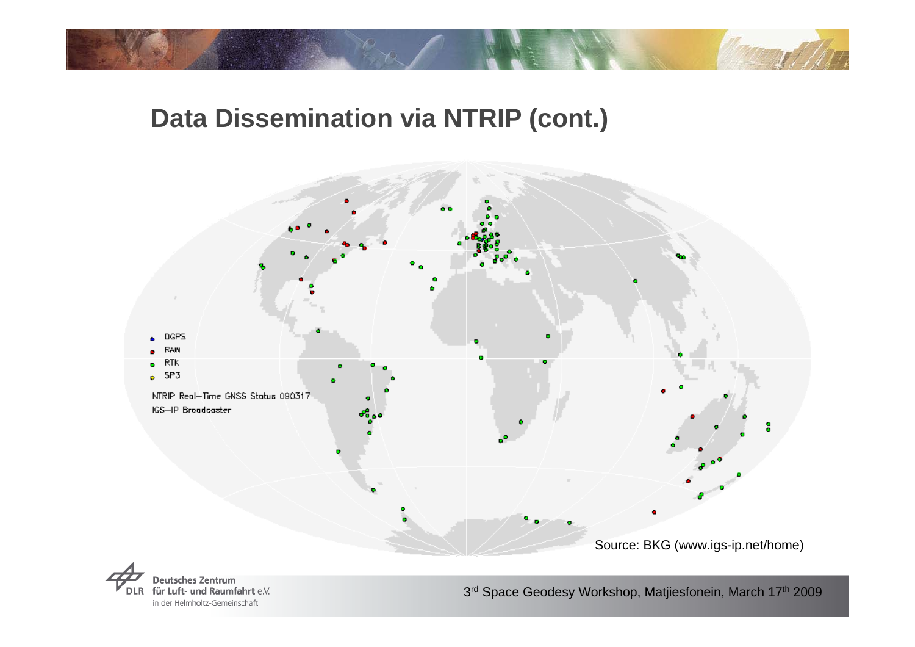## Data Dissemination via NTRIP (cont.)

- DGPS
- RAW
- RTK
- SP3

NTRIP Real-Time GNSS Status 090317

IGS-IP Broadcaster

Source: BKG (www.igs-ip.net/home)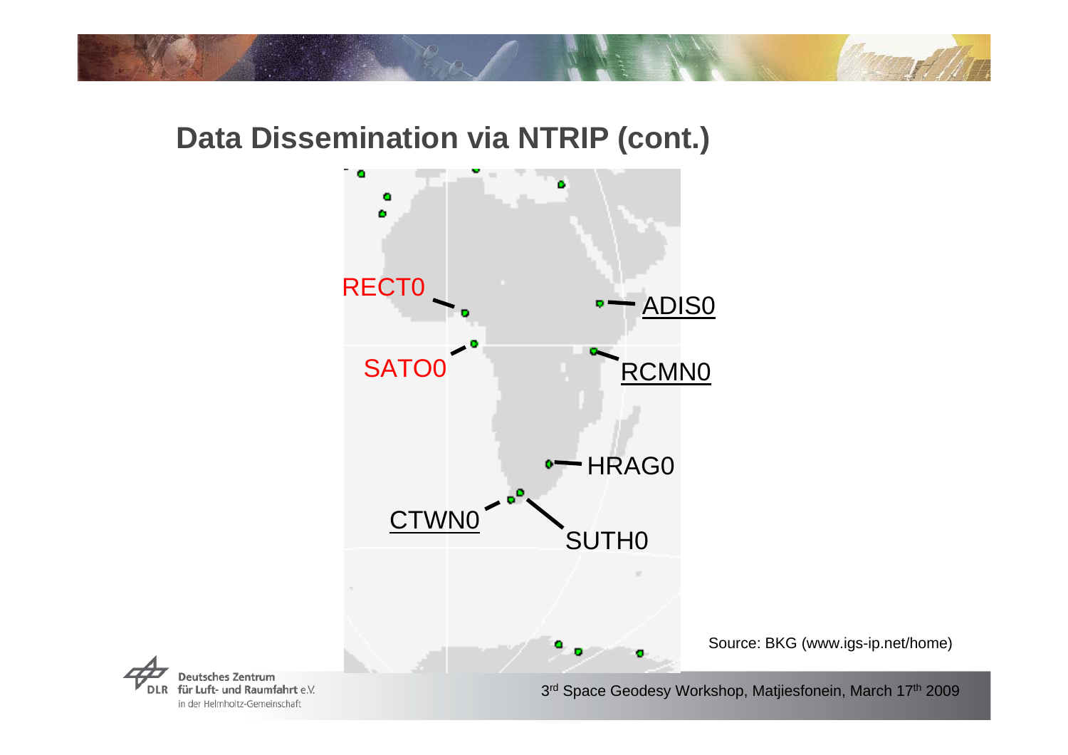## Data Dissemination via NTRIP (cont.)

RECT0

SATO0

ADIS0

RCMN0

HRAG0

CTWN0

SUTH0

Source: BKG (www.igs-ip.net/home)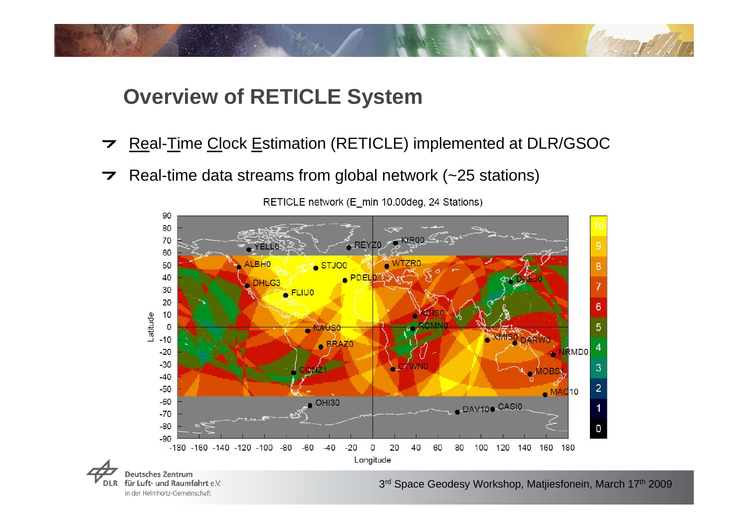## Overview of RETICLE System

- Real-Time Clock Estimation (RETICLE) implemented at DLR/GSOC
- Real-time data streams from global network (~25 stations)

RETICLE network (E_min 10.00deg, 24 Stations)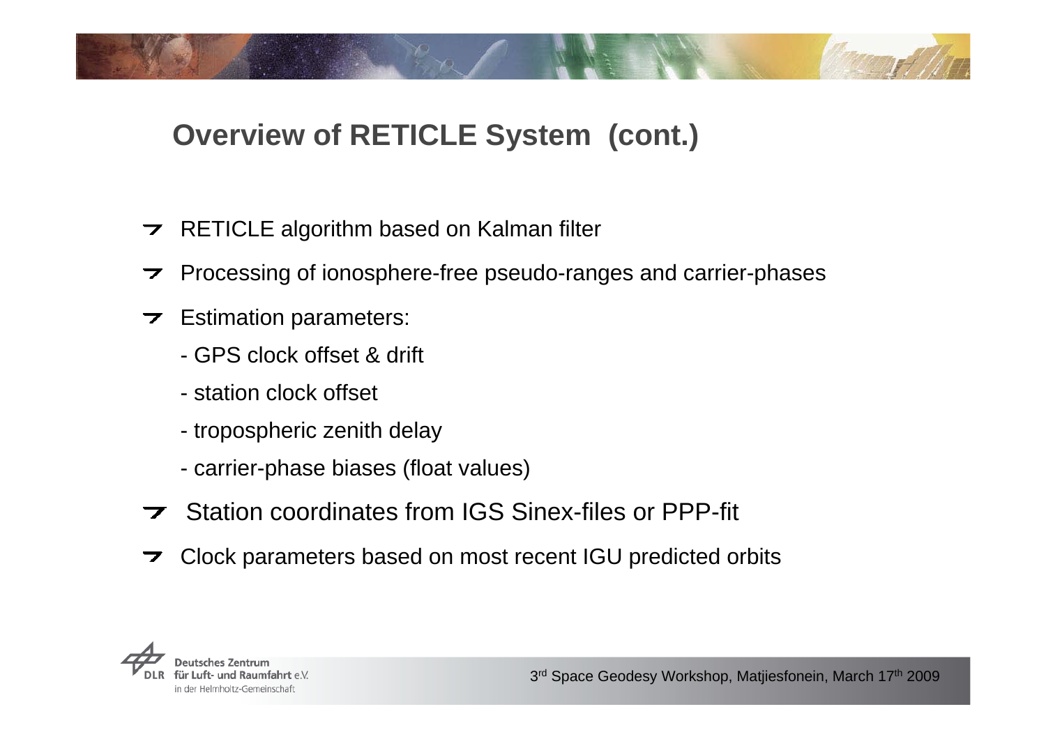## Overview of RETICLE System (cont.)

- RETICLE algorithm based on Kalman filter
- Processing of ionosphere-free pseudo-ranges and carrier-phases
- Estimation parameters:
  - GPS clock offset & drift
  - station clock offset
  - tropospheric zenith delay
  - carrier-phase biases (float values)
- Station coordinates from IGS Sinex-files or PPP-fit
- Clock parameters based on most recent IGU predicted orbits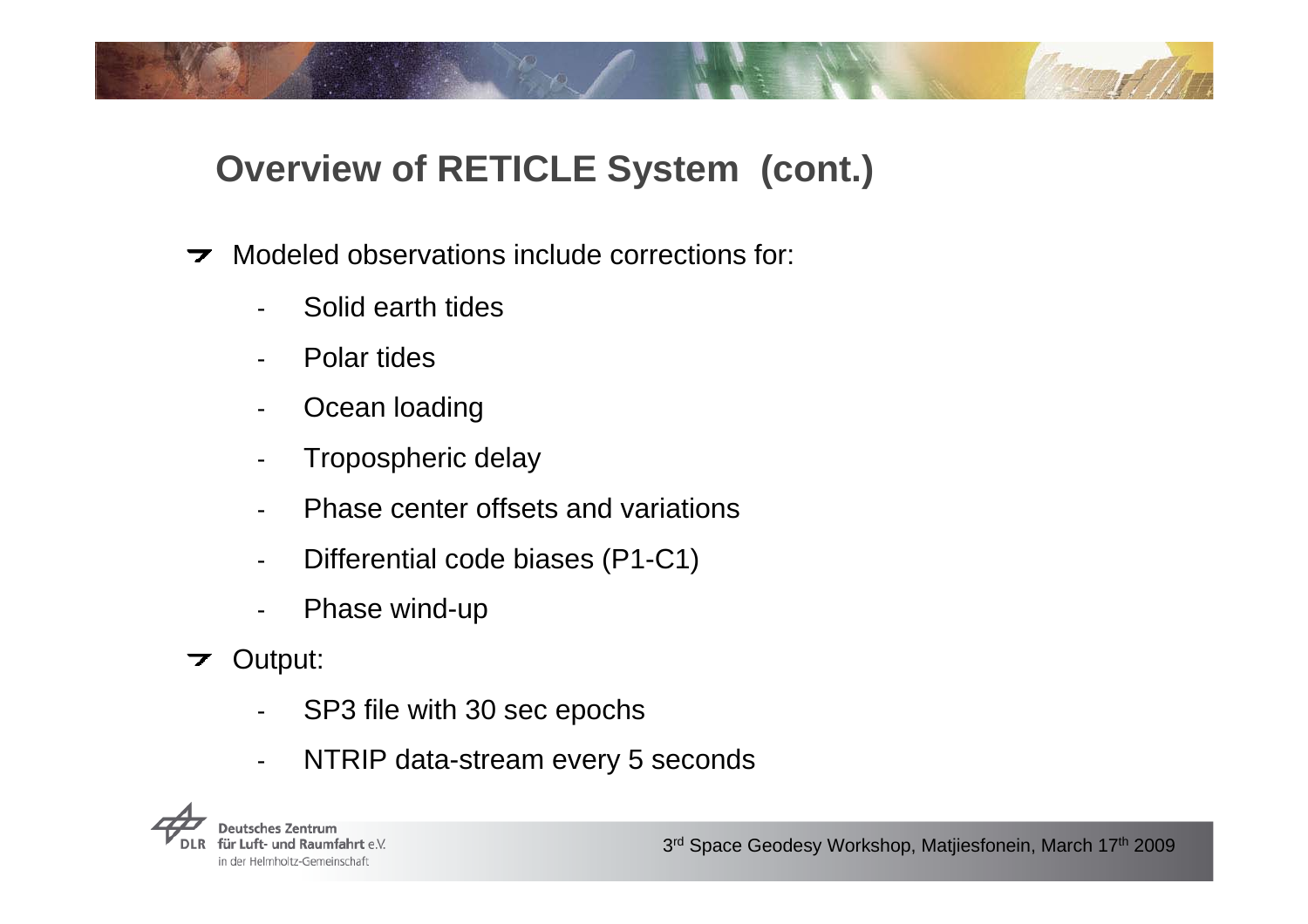## Overview of RETICLE System (cont.)

- Modeled observations include corrections for:
  - Solid earth tides
  - Polar tides
  - Ocean loading
  - Tropospheric delay
  - Phase center offsets and variations
  - Differential code biases (P1-C1)
  - Phase wind-up
- Output:
  - SP3 file with 30 sec epochs
  - NTRIP data-stream every 5 seconds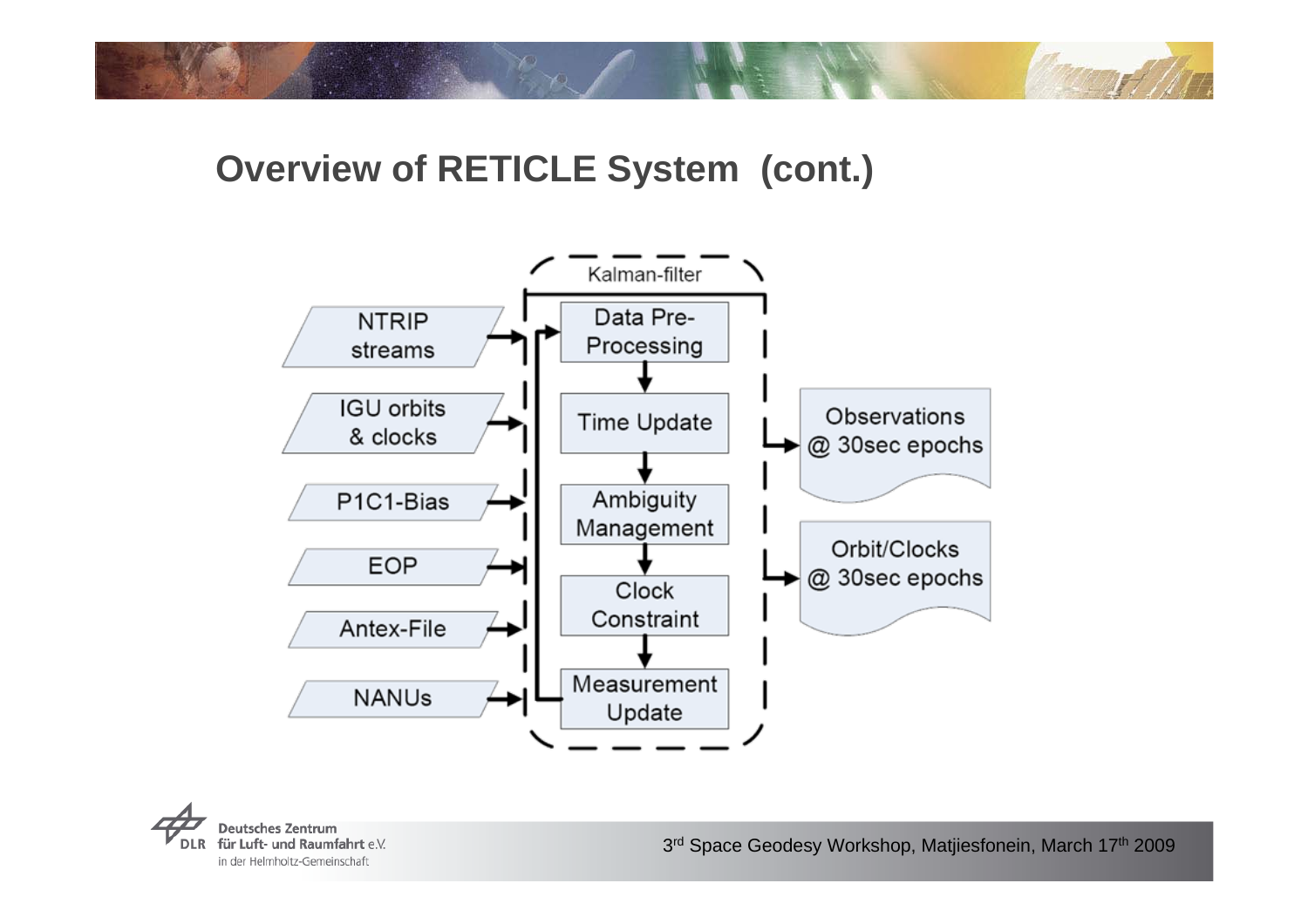## Overview of RETICLE System (cont.)

Kalman-filter

Inputs:
- NTRIP streams
- IGU orbits & clocks
- P1C1-Bias
- EOP
- Antex-File
- NANUs

Processing steps:
- Data Pre-Processing
- Time Update
- Ambiguity Management
- Clock Constraint
- Measurement Update

Outputs:
- Observations @ 30sec epochs
- Orbit/Clocks @ 30sec epochs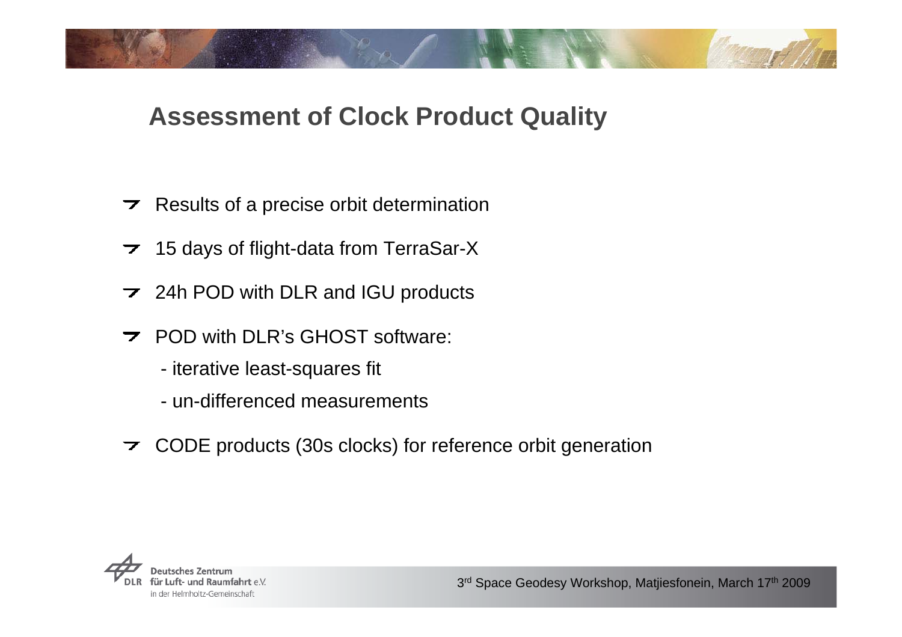# Assessment of Clock Product Quality

- Results of a precise orbit determination
- 15 days of flight-data from TerraSar-X
- 24h POD with DLR and IGU products
- POD with DLR's GHOST software:
  - iterative least-squares fit
  - un-differenced measurements
- CODE products (30s clocks) for reference orbit generation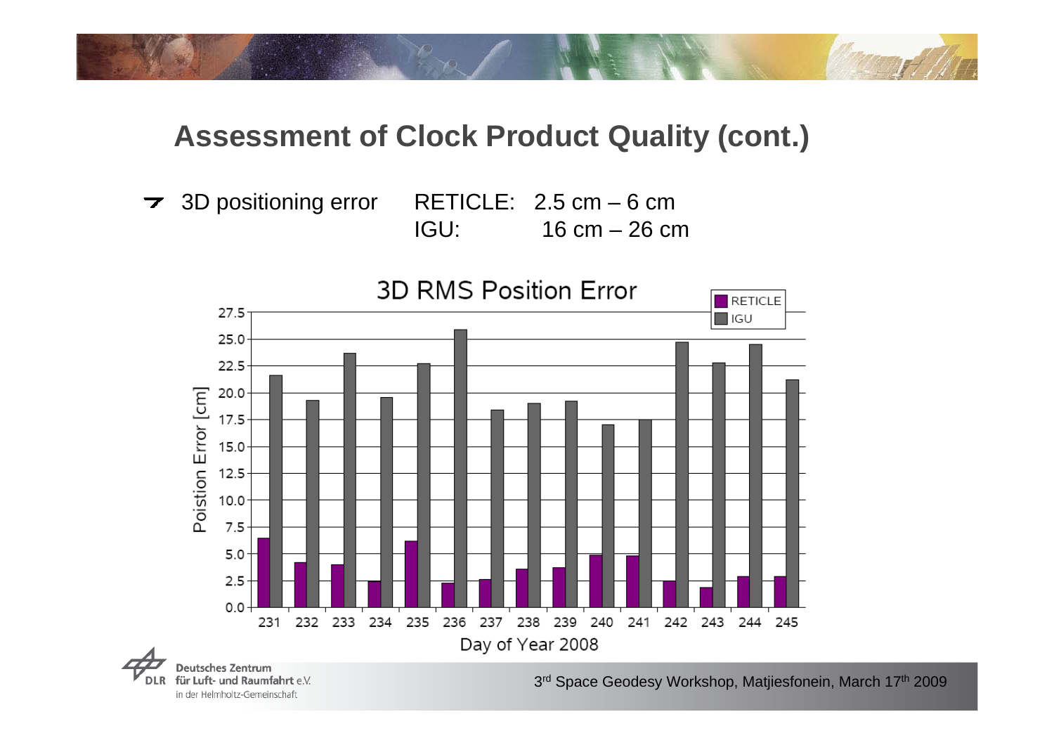## Assessment of Clock Product Quality (cont.)

- 3D positioning error RETICLE: 2.5 cm – 6 cm
  IGU: 16 cm – 26 cm

**3D RMS Position Error**

| Day of Year 2008 | RETICLE [cm] | IGU [cm] |
|---|---|---|
| 231 | 6.5 | 21.6 |
| 232 | 4.2 | 19.3 |
| 233 | 4.0 | 23.7 |
| 234 | 2.4 | 19.6 |
| 235 | 6.2 | 22.7 |
| 236 | 2.3 | 25.9 |
| 237 | 2.6 | 18.4 |
| 238 | 3.6 | 19.0 |
| 239 | 3.7 | 19.2 |
| 240 | 4.9 | 17.0 |
| 241 | 4.8 | 17.5 |
| 242 | 2.4 | 24.7 |
| 243 | 1.9 | 22.8 |
| 244 | 2.9 | 24.5 |
| 245 | 2.9 | 21.2 |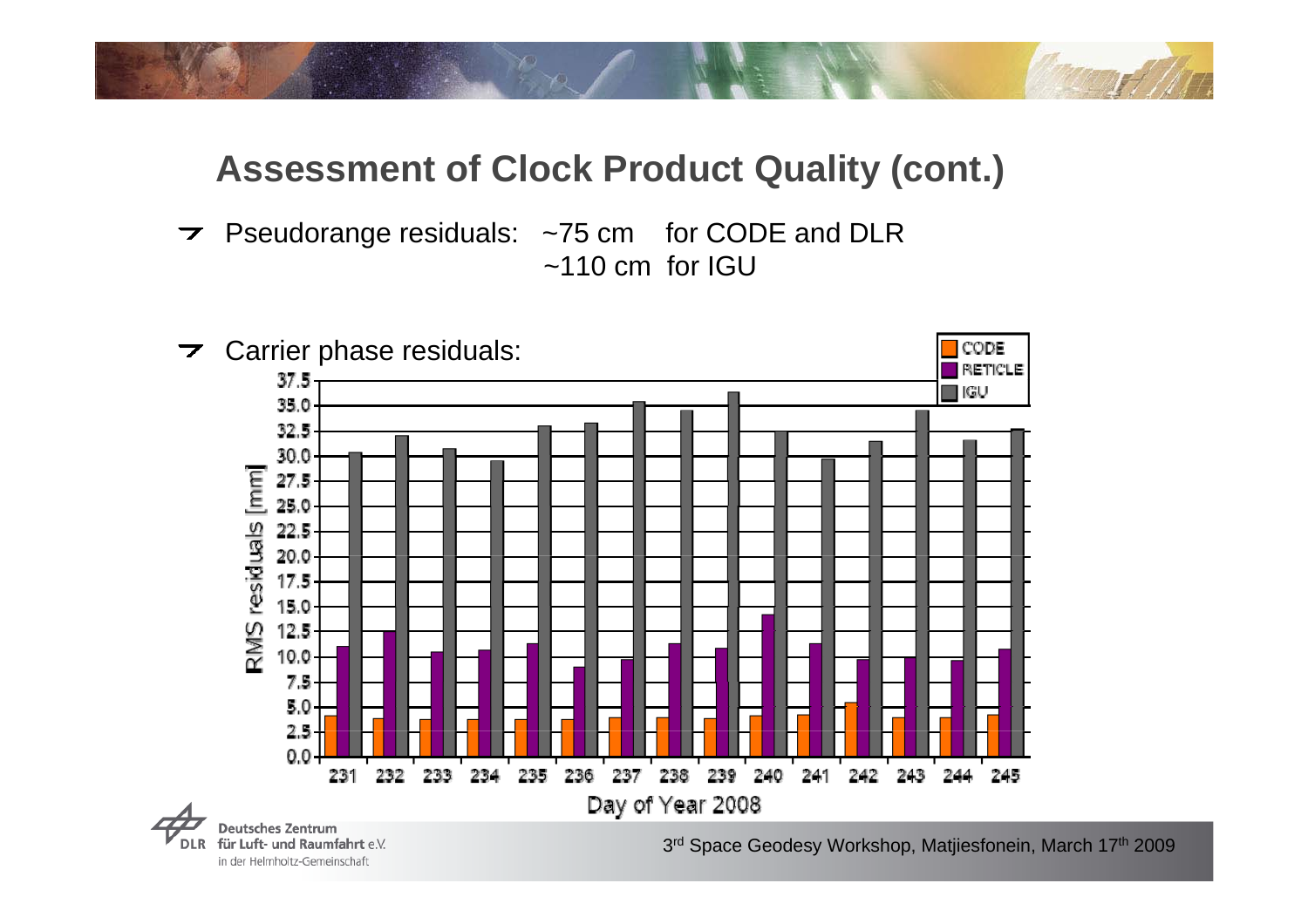## Assessment of Clock Product Quality (cont.)

- Pseudorange residuals: ~75 cm for CODE and DLR
  ~110 cm for IGU

- Carrier phase residuals:

RMS residuals [mm]

CODE
RETICLE
IGU

0.0 2.5 5.0 7.5 10.0 12.5 15.0 17.5 20.0 22.5 25.0 27.5 30.0 32.5 35.0 37.5

231 232 233 234 235 236 237 238 239 240 241 242 243 244 245

Day of Year 2008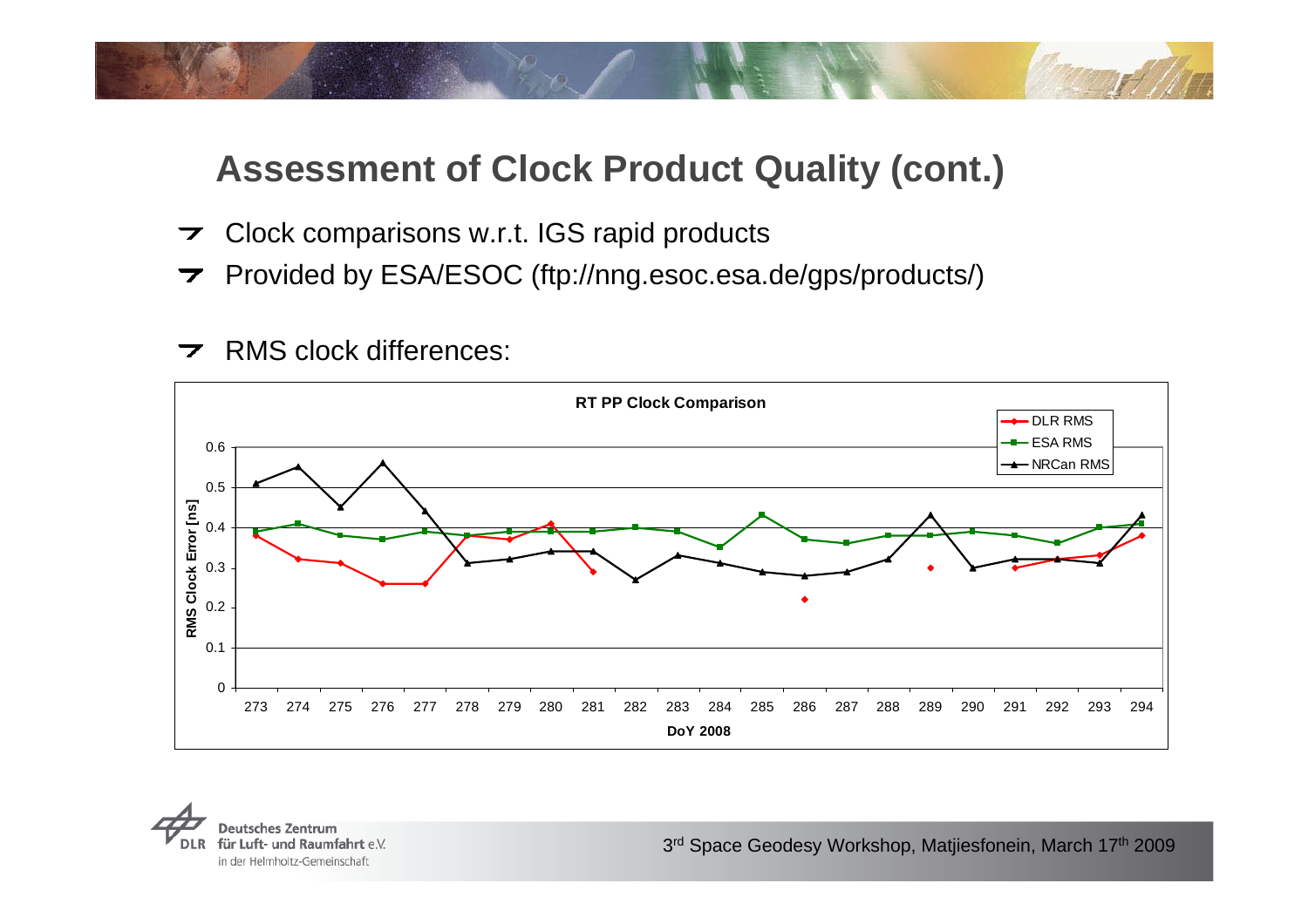# Assessment of Clock Product Quality (cont.)

- Clock comparisons w.r.t. IGS rapid products
- Provided by ESA/ESOC (ftp://nng.esoc.esa.de/gps/products/)
- RMS clock differences:

**RT PP Clock Comparison**

| DoY 2008 | DLR RMS | ESA RMS | NRCan RMS |
|---|---|---|---|
| 273 | 0.38 | 0.39 | 0.51 |
| 274 | 0.32 | 0.41 | 0.55 |
| 275 | 0.31 | 0.38 | 0.45 |
| 276 | 0.26 | 0.37 | 0.56 |
| 277 | 0.26 | 0.39 | 0.44 |
| 278 | 0.38 | 0.38 | 0.31 |
| 279 | 0.37 | 0.39 | 0.32 |
| 280 | 0.41 | 0.39 | 0.34 |
| 281 | 0.29 | 0.39 | 0.34 |
| 282 | | 0.40 | 0.27 |
| 283 | | 0.39 | 0.33 |
| 284 | | 0.35 | 0.31 |
| 285 | | 0.43 | 0.29 |
| 286 | 0.22 | 0.37 | 0.28 |
| 287 | | 0.36 | 0.29 |
| 288 | | 0.38 | 0.32 |
| 289 | 0.30 | 0.38 | 0.43 |
| 290 | | 0.39 | 0.30 |
| 291 | 0.30 | 0.38 | 0.32 |
| 292 | 0.32 | 0.36 | 0.32 |
| 293 | 0.33 | 0.40 | 0.31 |
| 294 | 0.38 | 0.41 | 0.43 |

RMS Clock Error [ns] vs. DoY 2008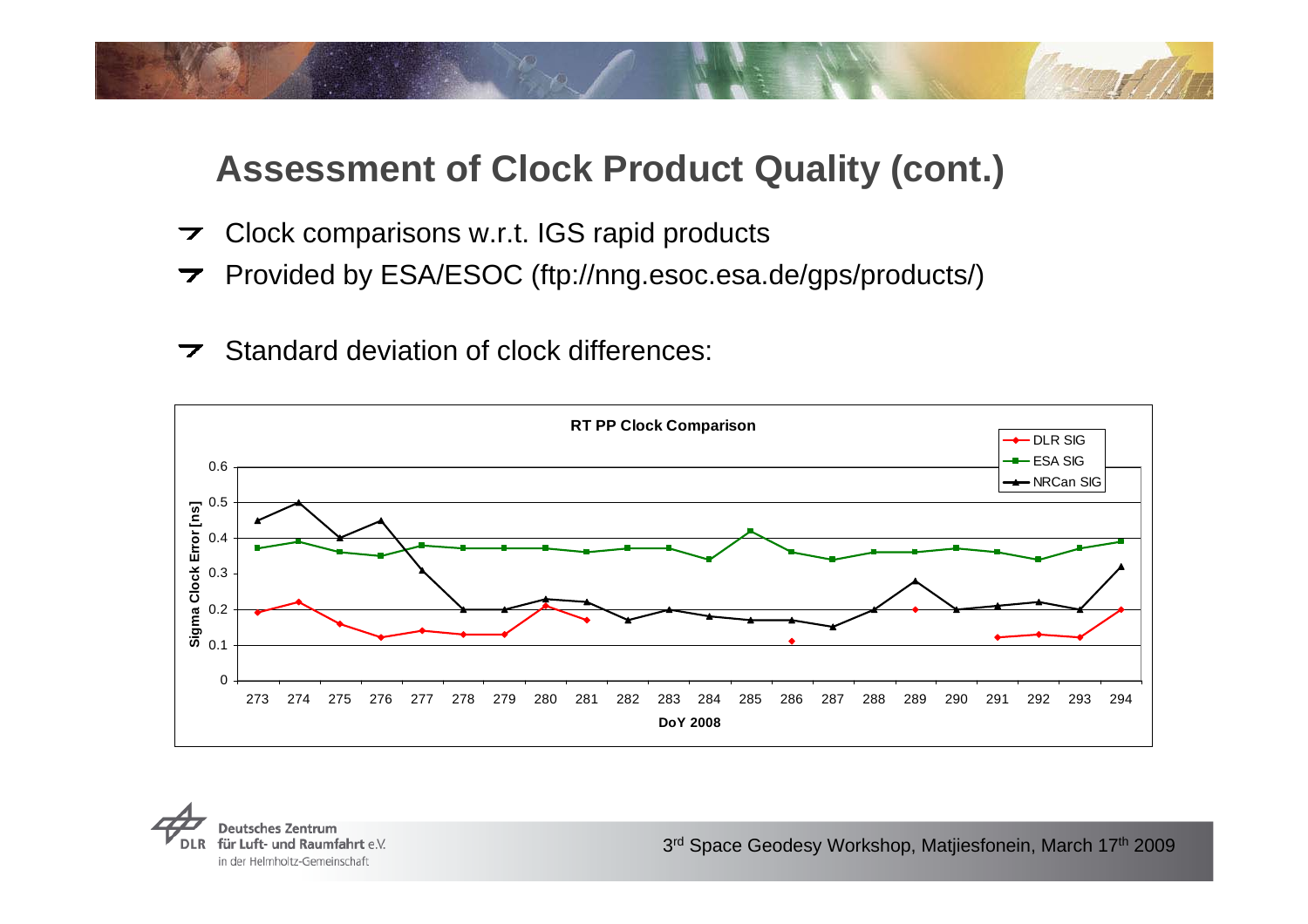# Assessment of Clock Product Quality (cont.)

- Clock comparisons w.r.t. IGS rapid products
- Provided by ESA/ESOC (ftp://nng.esoc.esa.de/gps/products/)
- Standard deviation of clock differences:

**RT PP Clock Comparison**

| DoY 2008 | DLR SIG | ESA SIG | NRCan SIG |
|---|---|---|---|
| 273 | 0.19 | 0.37 | 0.45 |
| 274 | 0.22 | 0.39 | 0.50 |
| 275 | 0.16 | 0.36 | 0.40 |
| 276 | 0.12 | 0.35 | 0.45 |
| 277 | 0.14 | 0.38 | 0.31 |
| 278 | 0.13 | 0.37 | 0.20 |
| 279 | 0.13 | 0.37 | 0.20 |
| 280 | 0.21 | 0.37 | 0.23 |
| 281 | 0.17 | 0.36 | 0.22 |
| 282 | | 0.37 | 0.17 |
| 283 | | 0.37 | 0.20 |
| 284 | | 0.34 | 0.18 |
| 285 | | 0.42 | 0.17 |
| 286 | 0.11 | 0.36 | 0.17 |
| 287 | | 0.34 | 0.15 |
| 288 | | 0.36 | 0.20 |
| 289 | 0.20 | 0.36 | 0.28 |
| 290 | | 0.37 | 0.20 |
| 291 | 0.12 | 0.36 | 0.21 |
| 292 | 0.13 | 0.34 | 0.22 |
| 293 | 0.12 | 0.37 | 0.20 |
| 294 | 0.20 | 0.39 | 0.32 |

Sigma Clock Error [ns]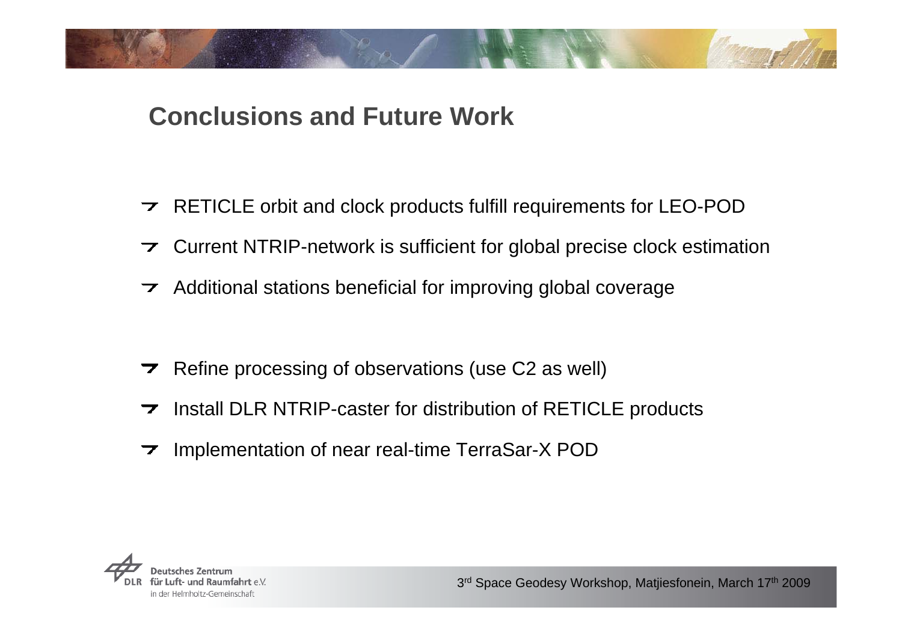## Conclusions and Future Work

- RETICLE orbit and clock products fulfill requirements for LEO-POD
- Current NTRIP-network is sufficient for global precise clock estimation
- Additional stations beneficial for improving global coverage

- Refine processing of observations (use C2 as well)
- Install DLR NTRIP-caster for distribution of RETICLE products
- Implementation of near real-time TerraSar-X POD